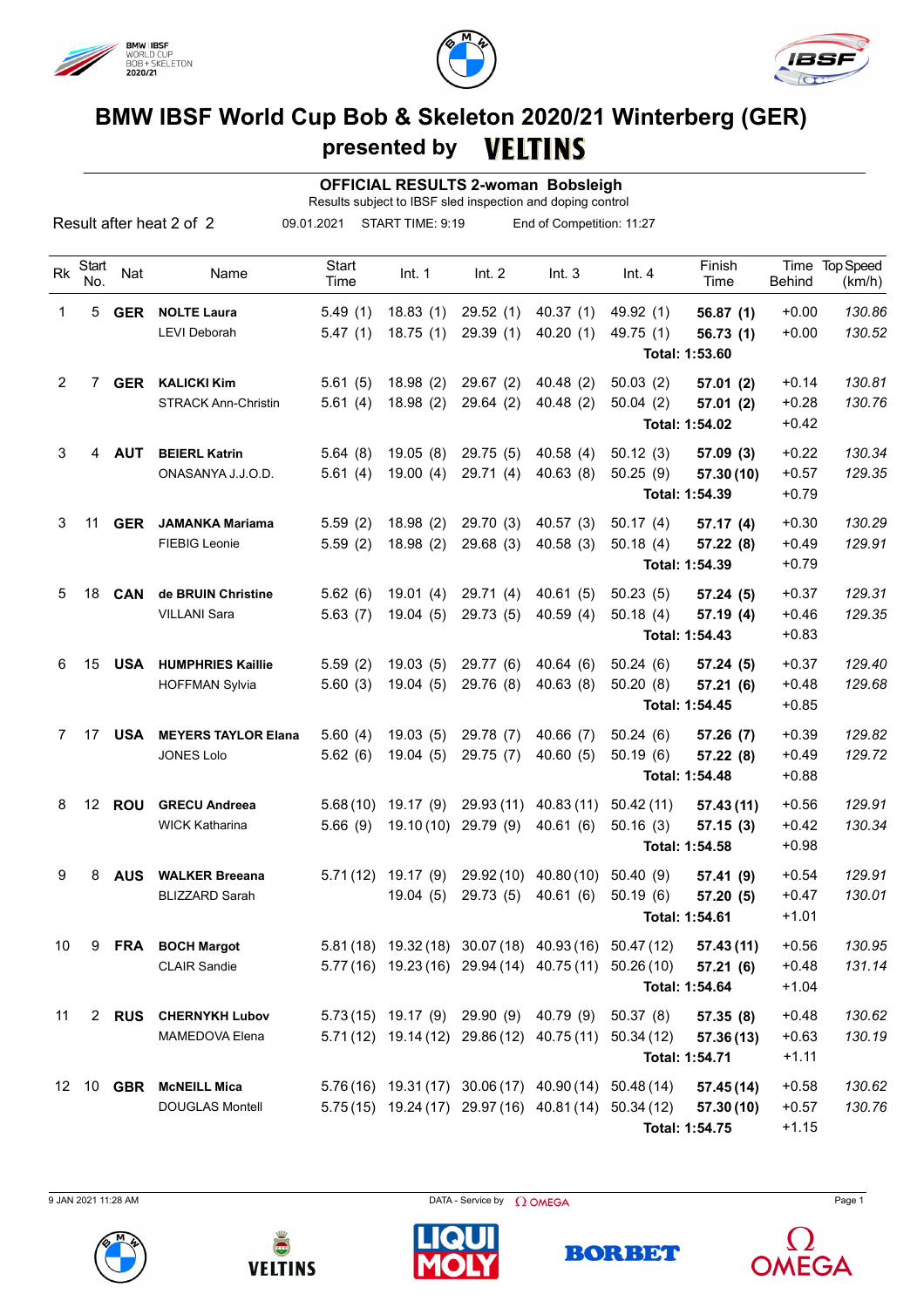# BMW IBSF World Cup Bob & Skeleton 2020/21 Winterberg (GER)

## presented by VELTINS

### OFFICIAL RESULTS 2-woman Bobsleigh

Results subject to IBSF sled inspection and doping control

Result after heat 2 of 2 | 09.01.2021 | START TIME: 9:19 | End of Competition: 11:27

| Rk | Start No. | Nat | Name | Start Time | Int. 1 | Int. 2 | Int. 3 | Int. 4 | Finish Time | Time Behind | Top Speed (km/h) |
|---|---|---|---|---|---|---|---|---|---|---|---|
| 1 | 5 | **GER** | **NOLTE Laura** | 5.49 (1) | 18.83 (1) | 29.52 (1) | 40.37 (1) | 49.92 (1) | **56.87 (1)** | +0.00 | *130.86* |
| | | | LEVI Deborah | 5.47 (1) | 18.75 (1) | 29.39 (1) | 40.20 (1) | 49.75 (1) | **56.73 (1)** | +0.00 | *130.52* |
| | | | | | | | | | **Total: 1:53.60** | | |
| 2 | 7 | **GER** | **KALICKI Kim** | 5.61 (5) | 18.98 (2) | 29.67 (2) | 40.48 (2) | 50.03 (2) | **57.01 (2)** | +0.14 | *130.81* |
| | | | STRACK Ann-Christin | 5.61 (4) | 18.98 (2) | 29.64 (2) | 40.48 (2) | 50.04 (2) | **57.01 (2)** | +0.28 | *130.76* |
| | | | | | | | | | **Total: 1:54.02** | +0.42 | |
| 3 | 4 | **AUT** | **BEIERL Katrin** | 5.64 (8) | 19.05 (8) | 29.75 (5) | 40.58 (4) | 50.12 (3) | **57.09 (3)** | +0.22 | *130.34* |
| | | | ONASANYA J.J.O.D. | 5.61 (4) | 19.00 (4) | 29.71 (4) | 40.63 (8) | 50.25 (9) | **57.30 (10)** | +0.57 | *129.35* |
| | | | | | | | | | **Total: 1:54.39** | +0.79 | |
| 3 | 11 | **GER** | **JAMANKA Mariama** | 5.59 (2) | 18.98 (2) | 29.70 (3) | 40.57 (3) | 50.17 (4) | **57.17 (4)** | +0.30 | *130.29* |
| | | | FIEBIG Leonie | 5.59 (2) | 18.98 (2) | 29.68 (3) | 40.58 (3) | 50.18 (4) | **57.22 (8)** | +0.49 | *129.91* |
| | | | | | | | | | **Total: 1:54.39** | +0.79 | |
| 5 | 18 | **CAN** | **de BRUIN Christine** | 5.62 (6) | 19.01 (4) | 29.71 (4) | 40.61 (5) | 50.23 (5) | **57.24 (5)** | +0.37 | *129.31* |
| | | | VILLANI Sara | 5.63 (7) | 19.04 (5) | 29.73 (5) | 40.59 (4) | 50.18 (4) | **57.19 (4)** | +0.46 | *129.35* |
| | | | | | | | | | **Total: 1:54.43** | +0.83 | |
| 6 | 15 | **USA** | **HUMPHRIES Kaillie** | 5.59 (2) | 19.03 (5) | 29.77 (6) | 40.64 (6) | 50.24 (6) | **57.24 (5)** | +0.37 | *129.40* |
| | | | HOFFMAN Sylvia | 5.60 (3) | 19.04 (5) | 29.76 (8) | 40.63 (8) | 50.20 (8) | **57.21 (6)** | +0.48 | *129.68* |
| | | | | | | | | | **Total: 1:54.45** | +0.85 | |
| 7 | 17 | **USA** | **MEYERS TAYLOR Elana** | 5.60 (4) | 19.03 (5) | 29.78 (7) | 40.66 (7) | 50.24 (6) | **57.26 (7)** | +0.39 | *129.82* |
| | | | JONES Lolo | 5.62 (6) | 19.04 (5) | 29.75 (7) | 40.60 (5) | 50.19 (6) | **57.22 (8)** | +0.49 | *129.72* |
| | | | | | | | | | **Total: 1:54.48** | +0.88 | |
| 8 | 12 | **ROU** | **GRECU Andreea** | 5.68 (10) | 19.17 (9) | 29.93 (11) | 40.83 (11) | 50.42 (11) | **57.43 (11)** | +0.56 | *129.91* |
| | | | WICK Katharina | 5.66 (9) | 19.10 (10) | 29.79 (9) | 40.61 (6) | 50.16 (3) | **57.15 (3)** | +0.42 | *130.34* |
| | | | | | | | | | **Total: 1:54.58** | +0.98 | |
| 9 | 8 | **AUS** | **WALKER Breeana** | 5.71 (12) | 19.17 (9) | 29.92 (10) | 40.80 (10) | 50.40 (9) | **57.41 (9)** | +0.54 | *129.91* |
| | | | BLIZZARD Sarah | | 19.04 (5) | 29.73 (5) | 40.61 (6) | 50.19 (6) | **57.20 (5)** | +0.47 | *130.01* |
| | | | | | | | | | **Total: 1:54.61** | +1.01 | |
| 10 | 9 | **FRA** | **BOCH Margot** | 5.81 (18) | 19.32 (18) | 30.07 (18) | 40.93 (16) | 50.47 (12) | **57.43 (11)** | +0.56 | *130.95* |
| | | | CLAIR Sandie | 5.77 (16) | 19.23 (16) | 29.94 (14) | 40.75 (11) | 50.26 (10) | **57.21 (6)** | +0.48 | *131.14* |
| | | | | | | | | | **Total: 1:54.64** | +1.04 | |
| 11 | 2 | **RUS** | **CHERNYKH Lubov** | 5.73 (15) | 19.17 (9) | 29.90 (9) | 40.79 (9) | 50.37 (8) | **57.35 (8)** | +0.48 | *130.62* |
| | | | MAMEDOVA Elena | 5.71 (12) | 19.14 (12) | 29.86 (12) | 40.75 (11) | 50.34 (12) | **57.36 (13)** | +0.63 | *130.19* |
| | | | | | | | | | **Total: 1:54.71** | +1.11 | |
| 12 | 10 | **GBR** | **McNEILL Mica** | 5.76 (16) | 19.31 (17) | 30.06 (17) | 40.90 (14) | 50.48 (14) | **57.45 (14)** | +0.58 | *130.62* |
| | | | DOUGLAS Montell | 5.75 (15) | 19.24 (17) | 29.97 (16) | 40.81 (14) | 50.34 (12) | **57.30 (10)** | +0.57 | *130.76* |
| | | | | | | | | | **Total: 1:54.75** | +1.15 | |

9 JAN 2021 11:28 AM — DATA - Service by OMEGA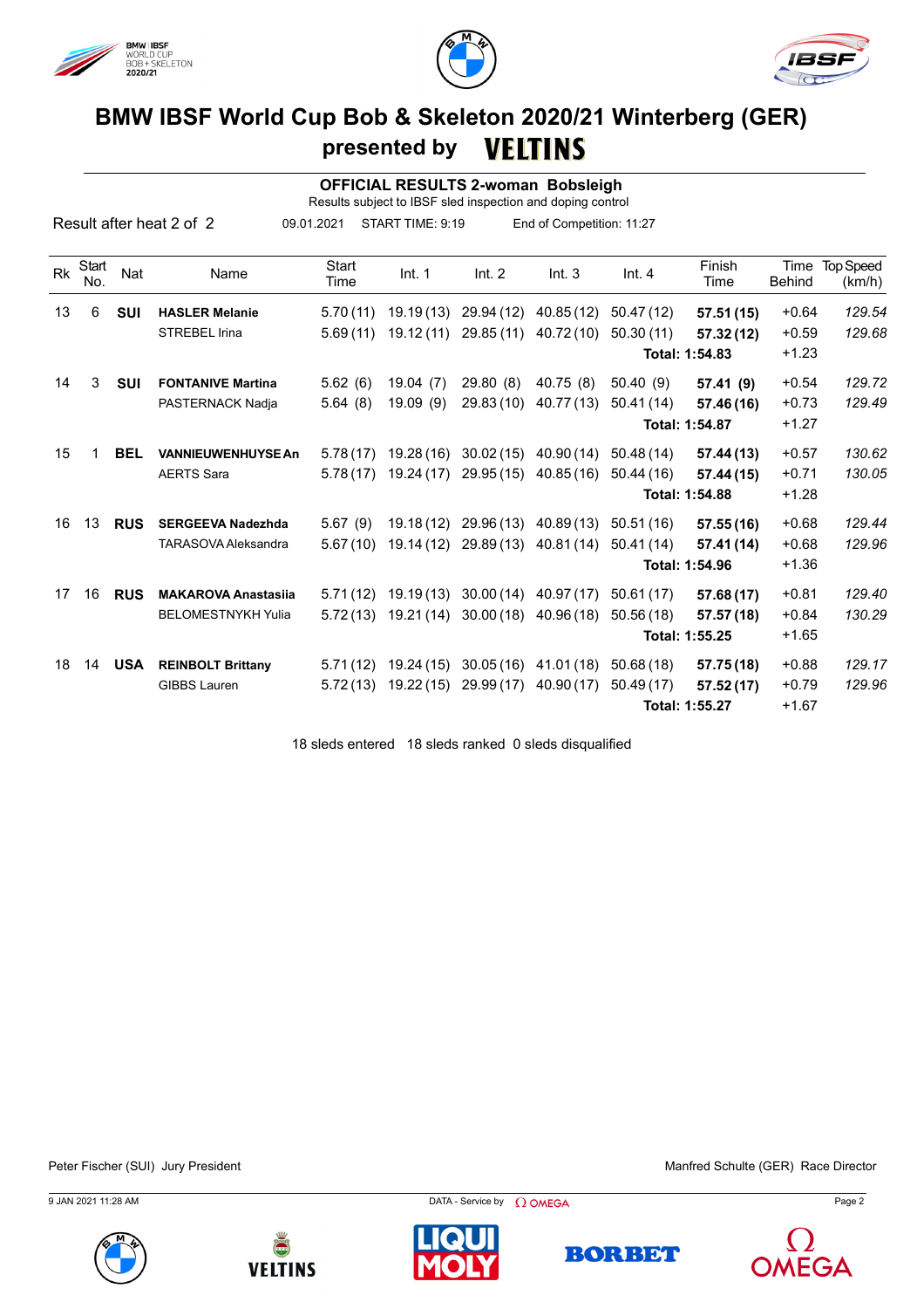# BMW IBSF World Cup Bob & Skeleton 2020/21 Winterberg (GER)

## presented by VELTINS

### OFFICIAL RESULTS 2-woman Bobsleigh

Results subject to IBSF sled inspection and doping control

Result after heat 2 of 2 | 09.01.2021 | START TIME: 9:19 | End of Competition: 11:27

| Rk | Start No. | Nat | Name | Start Time | Int. 1 | Int. 2 | Int. 3 | Int. 4 | Finish Time | Time Behind | Top Speed (km/h) |
|---|---|---|---|---|---|---|---|---|---|---|---|
| 13 | 6 | **SUI** | **HASLER Melanie** | 5.70 (11) | 19.19 (13) | 29.94 (12) | 40.85 (12) | 50.47 (12) | **57.51 (15)** | +0.64 | *129.54* |
| | | | STREBEL Irina | 5.69 (11) | 19.12 (11) | 29.85 (11) | 40.72 (10) | 50.30 (11) | **57.32 (12)** | +0.59 | *129.68* |
| | | | | | | | | | **Total: 1:54.83** | +1.23 | |
| 14 | 3 | **SUI** | **FONTANIVE Martina** | 5.62 (6) | 19.04 (7) | 29.80 (8) | 40.75 (8) | 50.40 (9) | **57.41 (9)** | +0.54 | *129.72* |
| | | | PASTERNACK Nadja | 5.64 (8) | 19.09 (9) | 29.83 (10) | 40.77 (13) | 50.41 (14) | **57.46 (16)** | +0.73 | *129.49* |
| | | | | | | | | | **Total: 1:54.87** | +1.27 | |
| 15 | 1 | **BEL** | **VANNIEUWENHUYSE An** | 5.78 (17) | 19.28 (16) | 30.02 (15) | 40.90 (14) | 50.48 (14) | **57.44 (13)** | +0.57 | *130.62* |
| | | | AERTS Sara | 5.78 (17) | 19.24 (17) | 29.95 (15) | 40.85 (16) | 50.44 (16) | **57.44 (15)** | +0.71 | *130.05* |
| | | | | | | | | | **Total: 1:54.88** | +1.28 | |
| 16 | 13 | **RUS** | **SERGEEVA Nadezhda** | 5.67 (9) | 19.18 (12) | 29.96 (13) | 40.89 (13) | 50.51 (16) | **57.55 (16)** | +0.68 | *129.44* |
| | | | TARASOVA Aleksandra | 5.67 (10) | 19.14 (12) | 29.89 (13) | 40.81 (14) | 50.41 (14) | **57.41 (14)** | +0.68 | *129.96* |
| | | | | | | | | | **Total: 1:54.96** | +1.36 | |
| 17 | 16 | **RUS** | **MAKAROVA Anastasiia** | 5.71 (12) | 19.19 (13) | 30.00 (14) | 40.97 (17) | 50.61 (17) | **57.68 (17)** | +0.81 | *129.40* |
| | | | BELOMESTNYKH Yulia | 5.72 (13) | 19.21 (14) | 30.00 (18) | 40.96 (18) | 50.56 (18) | **57.57 (18)** | +0.84 | *130.29* |
| | | | | | | | | | **Total: 1:55.25** | +1.65 | |
| 18 | 14 | **USA** | **REINBOLT Brittany** | 5.71 (12) | 19.24 (15) | 30.05 (16) | 41.01 (18) | 50.68 (18) | **57.75 (18)** | +0.88 | *129.17* |
| | | | GIBBS Lauren | 5.72 (13) | 19.22 (15) | 29.99 (17) | 40.90 (17) | 50.49 (17) | **57.52 (17)** | +0.79 | *129.96* |
| | | | | | | | | | **Total: 1:55.27** | +1.67 | |

18 sleds entered 18 sleds ranked 0 sleds disqualified

Peter Fischer (SUI) Jury President

Manfred Schulte (GER) Race Director

9 JAN 2021 11:28 AM

DATA - Service by OMEGA